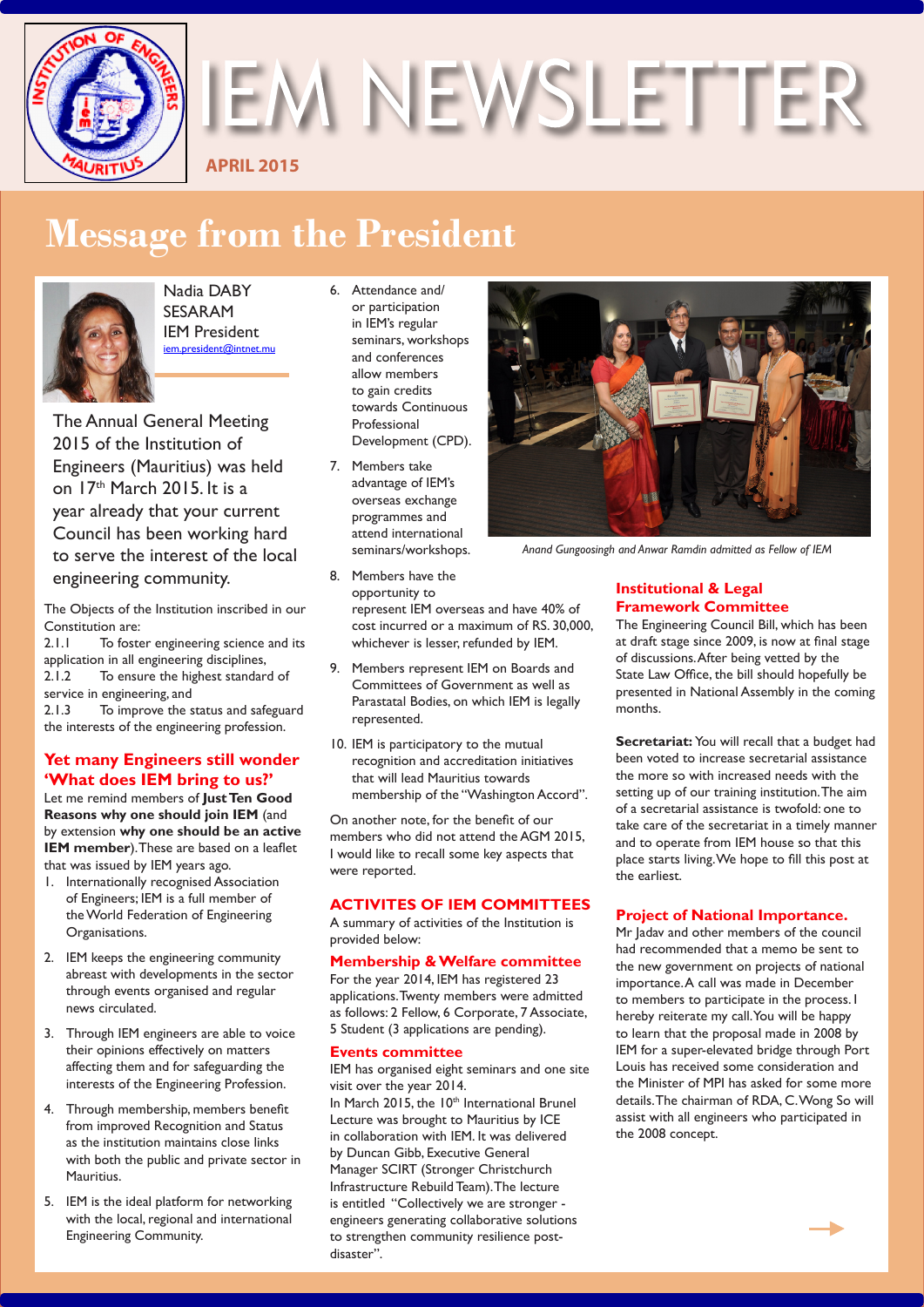# IEM NEWSLETTER

**APRIL 2015**

# Message from the President

Nadia DABY SESARAM
IEM President
iem.president@intnet.mu

The Annual General Meeting 2015 of the Institution of Engineers (Mauritius) was held on 17th March 2015. It is a year already that your current Council has been working hard to serve the interest of the local engineering community.

The Objects of the Institution inscribed in our Constitution are:

2.1.1 To foster engineering science and its application in all engineering disciplines,

2.1.2 To ensure the highest standard of service in engineering, and

2.1.3 To improve the status and safeguard the interests of the engineering profession.

## Yet many Engineers still wonder 'What does IEM bring to us?'

Let me remind members of **Just Ten Good Reasons why one should join IEM** (and by extension **why one should be an active IEM member**). These are based on a leaflet that was issued by IEM years ago.

1. Internationally recognised Association of Engineers; IEM is a full member of the World Federation of Engineering Organisations.
2. IEM keeps the engineering community abreast with developments in the sector through events organised and regular news circulated.
3. Through IEM engineers are able to voice their opinions effectively on matters affecting them and for safeguarding the interests of the Engineering Profession.
4. Through membership, members benefit from improved Recognition and Status as the institution maintains close links with both the public and private sector in Mauritius.
5. IEM is the ideal platform for networking with the local, regional and international Engineering Community.
6. Attendance and/ or participation in IEM's regular seminars, workshops and conferences allow members to gain credits towards Continuous Professional Development (CPD).
7. Members take advantage of IEM's overseas exchange programmes and attend international seminars/workshops.
8. Members have the opportunity to represent IEM overseas and have 40% of cost incurred or a maximum of RS. 30,000, whichever is lesser, refunded by IEM.
9. Members represent IEM on Boards and Committees of Government as well as Parastatal Bodies, on which IEM is legally represented.
10. IEM is participatory to the mutual recognition and accreditation initiatives that will lead Mauritius towards membership of the "Washington Accord".

On another note, for the benefit of our members who did not attend the AGM 2015, I would like to recall some key aspects that were reported.

*Anand Gungoosingh and Anwar Ramdin admitted as Fellow of IEM*

## ACTIVITES OF IEM COMMITTEES

A summary of activities of the Institution is provided below:

### Membership & Welfare committee

For the year 2014, IEM has registered 23 applications. Twenty members were admitted as follows: 2 Fellow, 6 Corporate, 7 Associate, 5 Student (3 applications are pending).

### Events committee

IEM has organised eight seminars and one site visit over the year 2014.

In March 2015, the 10th International Brunel Lecture was brought to Mauritius by ICE in collaboration with IEM. It was delivered by Duncan Gibb, Executive General Manager SCIRT (Stronger Christchurch Infrastructure Rebuild Team). The lecture is entitled "Collectively we are stronger - engineers generating collaborative solutions to strengthen community resilience post-disaster".

### Institutional & Legal Framework Committee

The Engineering Council Bill, which has been at draft stage since 2009, is now at final stage of discussions. After being vetted by the State Law Office, the bill should hopefully be presented in National Assembly in the coming months.

**Secretariat:** You will recall that a budget had been voted to increase secretarial assistance the more so with increased needs with the setting up of our training institution. The aim of a secretarial assistance is twofold: one to take care of the secretariat in a timely manner and to operate from IEM house so that this place starts living. We hope to fill this post at the earliest.

### Project of National Importance.

Mr Jadav and other members of the council had recommended that a memo be sent to the new government on projects of national importance. A call was made in December to members to participate in the process. I hereby reiterate my call. You will be happy to learn that the proposal made in 2008 by IEM for a super-elevated bridge through Port Louis has received some consideration and the Minister of MPI has asked for some more details. The chairman of RDA, C. Wong So will assist with all engineers who participated in the 2008 concept.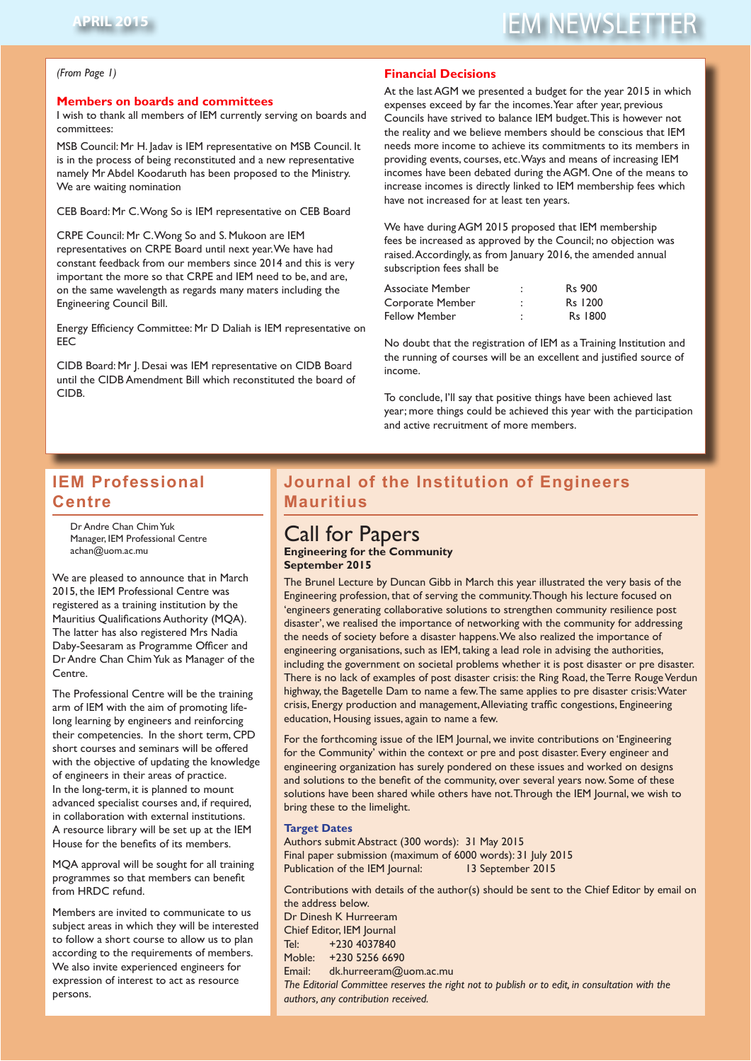*(From Page 1)*

## Members on boards and committees

I wish to thank all members of IEM currently serving on boards and committees:

MSB Council: Mr H. Jadav is IEM representative on MSB Council. It is in the process of being reconstituted and a new representative namely Mr Abdel Koodaruth has been proposed to the Ministry. We are waiting nomination

CEB Board: Mr C. Wong So is IEM representative on CEB Board

CRPE Council: Mr C. Wong So and S. Mukoon are IEM representatives on CRPE Board until next year. We have had constant feedback from our members since 2014 and this is very important the more so that CRPE and IEM need to be, and are, on the same wavelength as regards many maters including the Engineering Council Bill.

Energy Efficiency Committee: Mr D Daliah is IEM representative on EEC

CIDB Board: Mr J. Desai was IEM representative on CIDB Board until the CIDB Amendment Bill which reconstituted the board of CIDB.

## Financial Decisions

At the last AGM we presented a budget for the year 2015 in which expenses exceed by far the incomes. Year after year, previous Councils have strived to balance IEM budget. This is however not the reality and we believe members should be conscious that IEM needs more income to achieve its commitments to its members in providing events, courses, etc. Ways and means of increasing IEM incomes have been debated during the AGM. One of the means to increase incomes is directly linked to IEM membership fees which have not increased for at least ten years.

We have during AGM 2015 proposed that IEM membership fees be increased as approved by the Council; no objection was raised. Accordingly, as from January 2016, the amended annual subscription fees shall be

| | | |
|---|---|---|
| Associate Member | : | Rs 900 |
| Corporate Member | : | Rs 1200 |
| Fellow Member | : | Rs 1800 |

No doubt that the registration of IEM as a Training Institution and the running of courses will be an excellent and justified source of income.

To conclude, I'll say that positive things have been achieved last year; more things could be achieved this year with the participation and active recruitment of more members.

## IEM Professional Centre

Dr Andre Chan Chim Yuk
Manager, IEM Professional Centre
achan@uom.ac.mu

We are pleased to announce that in March 2015, the IEM Professional Centre was registered as a training institution by the Mauritius Qualifications Authority (MQA). The latter has also registered Mrs Nadia Daby-Seesaram as Programme Officer and Dr Andre Chan Chim Yuk as Manager of the Centre.

The Professional Centre will be the training arm of IEM with the aim of promoting life-long learning by engineers and reinforcing their competencies. In the short term, CPD short courses and seminars will be offered with the objective of updating the knowledge of engineers in their areas of practice. In the long-term, it is planned to mount advanced specialist courses and, if required, in collaboration with external institutions. A resource library will be set up at the IEM House for the benefits of its members.

MQA approval will be sought for all training programmes so that members can benefit from HRDC refund.

Members are invited to communicate to us subject areas in which they will be interested to follow a short course to allow us to plan according to the requirements of members. We also invite experienced engineers for expression of interest to act as resource persons.

## Journal of the Institution of Engineers Mauritius

# Call for Papers

**Engineering for the Community**
**September 2015**

The Brunel Lecture by Duncan Gibb in March this year illustrated the very basis of the Engineering profession, that of serving the community. Though his lecture focused on 'engineers generating collaborative solutions to strengthen community resilience post disaster', we realised the importance of networking with the community for addressing the needs of society before a disaster happens. We also realized the importance of engineering organisations, such as IEM, taking a lead role in advising the authorities, including the government on societal problems whether it is post disaster or pre disaster. There is no lack of examples of post disaster crisis: the Ring Road, the Terre Rouge Verdun highway, the Bagetelle Dam to name a few. The same applies to pre disaster crisis: Water crisis, Energy production and management, Alleviating traffic congestions, Engineering education, Housing issues, again to name a few.

For the forthcoming issue of the IEM Journal, we invite contributions on 'Engineering for the Community' within the context or pre and post disaster. Every engineer and engineering organization has surely pondered on these issues and worked on designs and solutions to the benefit of the community, over several years now. Some of these solutions have been shared while others have not. Through the IEM Journal, we wish to bring these to the limelight.

### Target Dates

Authors submit Abstract (300 words): 31 May 2015
Final paper submission (maximum of 6000 words): 31 July 2015
Publication of the IEM Journal: 13 September 2015

Contributions with details of the author(s) should be sent to the Chief Editor by email on the address below.
Dr Dinesh K Hurreeram
Chief Editor, IEM Journal
Tel: +230 4037840
Moble: +230 5256 6690
Email: dk.hurreeram@uom.ac.mu

*The Editorial Committee reserves the right not to publish or to edit, in consultation with the authors, any contribution received.*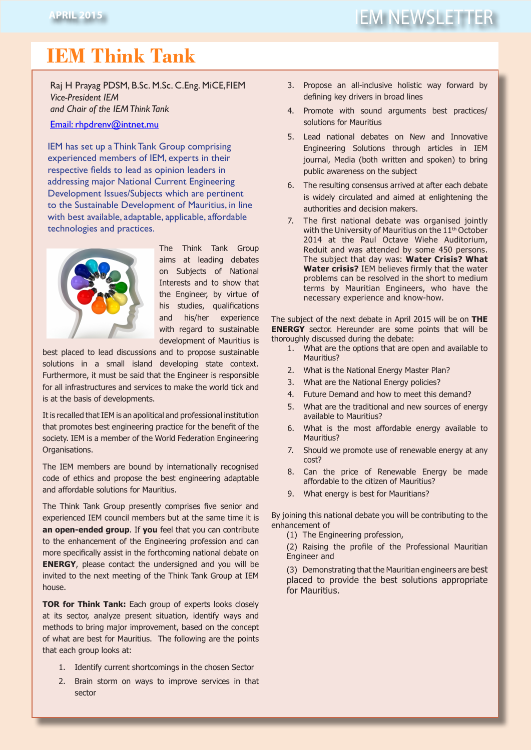# IEM Think Tank

Raj H Prayag PDSM, B.Sc. M.Sc. C.Eng. MiCE,FIEM
*Vice-President IEM*
*and Chair of the IEM Think Tank*

Email: rhpdrenv@intnet.mu

IEM has set up a Think Tank Group comprising experienced members of IEM, experts in their respective fields to lead as opinion leaders in addressing major National Current Engineering Development Issues/Subjects which are pertinent to the Sustainable Development of Mauritius, in line with best available, adaptable, applicable, affordable technologies and practices.

The Think Tank Group aims at leading debates on Subjects of National Interests and to show that the Engineer, by virtue of his studies, qualifications and his/her experience with regard to sustainable development of Mauritius is best placed to lead discussions and to propose sustainable solutions in a small island developing state context. Furthermore, it must be said that the Engineer is responsible for all infrastructures and services to make the world tick and is at the basis of developments.

It is recalled that IEM is an apolitical and professional institution that promotes best engineering practice for the benefit of the society. IEM is a member of the World Federation Engineering Organisations.

The IEM members are bound by internationally recognised code of ethics and propose the best engineering adaptable and affordable solutions for Mauritius.

The Think Tank Group presently comprises five senior and experienced IEM council members but at the same time it is **an open-ended group**. If **you** feel that you can contribute to the enhancement of the Engineering profession and can more specifically assist in the forthcoming national debate on **ENERGY**, please contact the undersigned and you will be invited to the next meeting of the Think Tank Group at IEM house.

**TOR for Think Tank:** Each group of experts looks closely at its sector, analyze present situation, identify ways and methods to bring major improvement, based on the concept of what are best for Mauritius. The following are the points that each group looks at:

1. Identify current shortcomings in the chosen Sector
2. Brain storm on ways to improve services in that sector
3. Propose an all-inclusive holistic way forward by defining key drivers in broad lines
4. Promote with sound arguments best practices/ solutions for Mauritius
5. Lead national debates on New and Innovative Engineering Solutions through articles in IEM journal, Media (both written and spoken) to bring public awareness on the subject
6. The resulting consensus arrived at after each debate is widely circulated and aimed at enlightening the authorities and decision makers.
7. The first national debate was organised jointly with the University of Mauritius on the 11th October 2014 at the Paul Octave Wiehe Auditorium, Reduit and was attended by some 450 persons. The subject that day was: **Water Crisis? What Water crisis?** IEM believes firmly that the water problems can be resolved in the short to medium terms by Mauritian Engineers, who have the necessary experience and know-how.

The subject of the next debate in April 2015 will be on **THE ENERGY** sector. Hereunder are some points that will be thoroughly discussed during the debate:

1. What are the options that are open and available to Mauritius?
2. What is the National Energy Master Plan?
3. What are the National Energy policies?
4. Future Demand and how to meet this demand?
5. What are the traditional and new sources of energy available to Mauritius?
6. What is the most affordable energy available to Mauritius?
7. Should we promote use of renewable energy at any cost?
8. Can the price of Renewable Energy be made affordable to the citizen of Mauritius?
9. What energy is best for Mauritians?

By joining this national debate you will be contributing to the enhancement of

(1) The Engineering profession,

(2) Raising the profile of the Professional Mauritian Engineer and

(3) Demonstrating that the Mauritian engineers are best placed to provide the best solutions appropriate for Mauritius.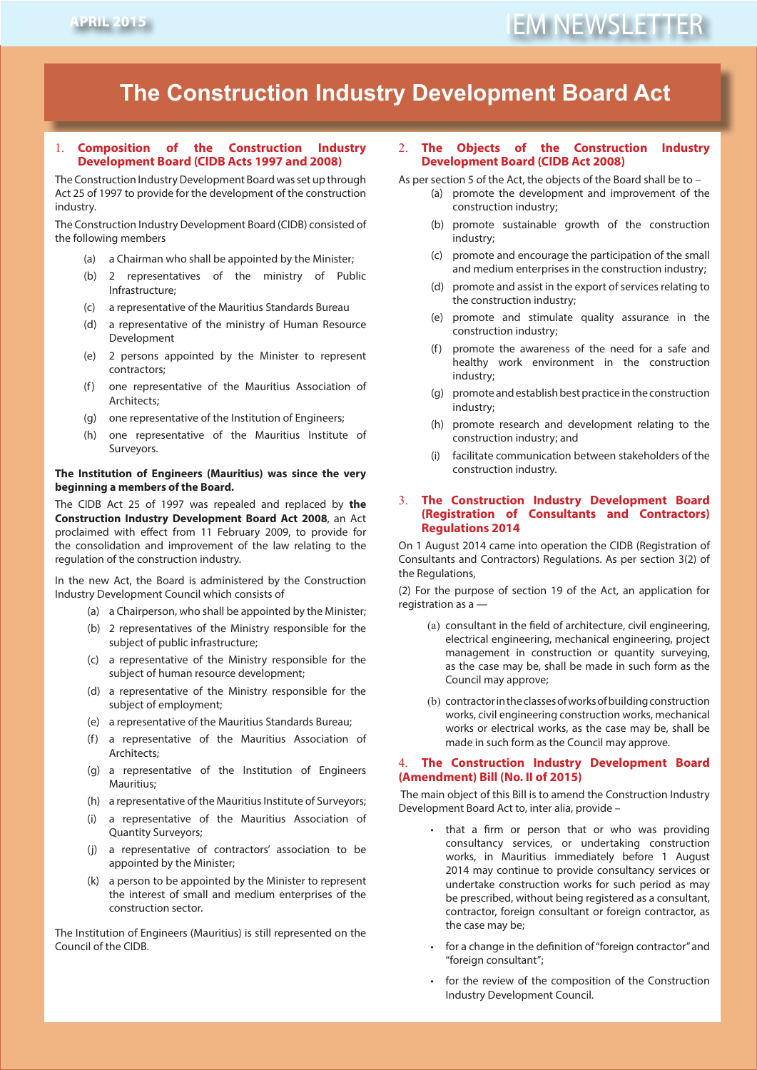# The Construction Industry Development Board Act

## 1. Composition of the Construction Industry Development Board (CIDB Acts 1997 and 2008)

The Construction Industry Development Board was set up through Act 25 of 1997 to provide for the development of the construction industry.

The Construction Industry Development Board (CIDB) consisted of the following members

- (a) a Chairman who shall be appointed by the Minister;
- (b) 2 representatives of the ministry of Public Infrastructure;
- (c) a representative of the Mauritius Standards Bureau
- (d) a representative of the ministry of Human Resource Development
- (e) 2 persons appointed by the Minister to represent contractors;
- (f) one representative of the Mauritius Association of Architects;
- (g) one representative of the Institution of Engineers;
- (h) one representative of the Mauritius Institute of Surveyors.

**The Institution of Engineers (Mauritius) was since the very beginning a members of the Board.**

The CIDB Act 25 of 1997 was repealed and replaced by **the Construction Industry Development Board Act 2008**, an Act proclaimed with effect from 11 February 2009, to provide for the consolidation and improvement of the law relating to the regulation of the construction industry.

In the new Act, the Board is administered by the Construction Industry Development Council which consists of

- (a) a Chairperson, who shall be appointed by the Minister;
- (b) 2 representatives of the Ministry responsible for the subject of public infrastructure;
- (c) a representative of the Ministry responsible for the subject of human resource development;
- (d) a representative of the Ministry responsible for the subject of employment;
- (e) a representative of the Mauritius Standards Bureau;
- (f) a representative of the Mauritius Association of Architects;
- (g) a representative of the Institution of Engineers Mauritius;
- (h) a representative of the Mauritius Institute of Surveyors;
- (i) a representative of the Mauritius Association of Quantity Surveyors;
- (j) a representative of contractors' association to be appointed by the Minister;
- (k) a person to be appointed by the Minister to represent the interest of small and medium enterprises of the construction sector.

The Institution of Engineers (Mauritius) is still represented on the Council of the CIDB.

## 2. The Objects of the Construction Industry Development Board (CIDB Act 2008)

As per section 5 of the Act, the objects of the Board shall be to –

- (a) promote the development and improvement of the construction industry;
- (b) promote sustainable growth of the construction industry;
- (c) promote and encourage the participation of the small and medium enterprises in the construction industry;
- (d) promote and assist in the export of services relating to the construction industry;
- (e) promote and stimulate quality assurance in the construction industry;
- (f) promote the awareness of the need for a safe and healthy work environment in the construction industry;
- (g) promote and establish best practice in the construction industry;
- (h) promote research and development relating to the construction industry; and
- (i) facilitate communication between stakeholders of the construction industry.

## 3. The Construction Industry Development Board (Registration of Consultants and Contractors) Regulations 2014

On 1 August 2014 came into operation the CIDB (Registration of Consultants and Contractors) Regulations. As per section 3(2) of the Regulations,

(2) For the purpose of section 19 of the Act, an application for registration as a —

- (a) consultant in the field of architecture, civil engineering, electrical engineering, mechanical engineering, project management in construction or quantity surveying, as the case may be, shall be made in such form as the Council may approve;
- (b) contractor in the classes of works of building construction works, civil engineering construction works, mechanical works or electrical works, as the case may be, shall be made in such form as the Council may approve.

## 4. The Construction Industry Development Board (Amendment) Bill (No. II of 2015)

The main object of this Bill is to amend the Construction Industry Development Board Act to, inter alia, provide –

- that a firm or person that or who was providing consultancy services, or undertaking construction works, in Mauritius immediately before 1 August 2014 may continue to provide consultancy services or undertake construction works for such period as may be prescribed, without being registered as a consultant, contractor, foreign consultant or foreign contractor, as the case may be;
- for a change in the definition of "foreign contractor" and "foreign consultant";
- for the review of the composition of the Construction Industry Development Council.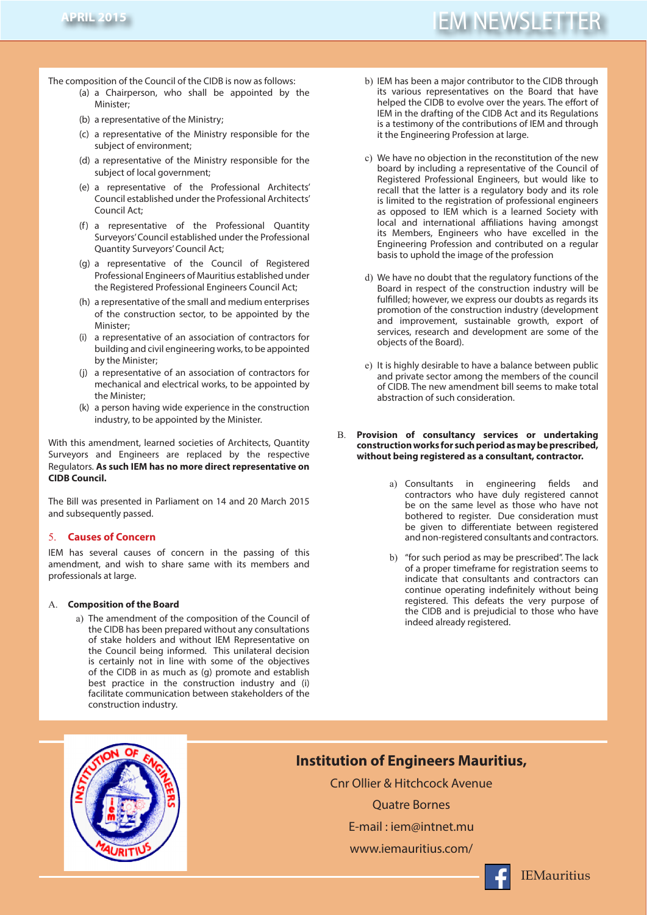The composition of the Council of the CIDB is now as follows:

(a) a Chairperson, who shall be appointed by the Minister;

(b) a representative of the Ministry;

(c) a representative of the Ministry responsible for the subject of environment;

(d) a representative of the Ministry responsible for the subject of local government;

(e) a representative of the Professional Architects' Council established under the Professional Architects' Council Act;

(f) a representative of the Professional Quantity Surveyors' Council established under the Professional Quantity Surveyors' Council Act;

(g) a representative of the Council of Registered Professional Engineers of Mauritius established under the Registered Professional Engineers Council Act;

(h) a representative of the small and medium enterprises of the construction sector, to be appointed by the Minister;

(i) a representative of an association of contractors for building and civil engineering works, to be appointed by the Minister;

(j) a representative of an association of contractors for mechanical and electrical works, to be appointed by the Minister;

(k) a person having wide experience in the construction industry, to be appointed by the Minister.

With this amendment, learned societies of Architects, Quantity Surveyors and Engineers are replaced by the respective Regulators. **As such IEM has no more direct representative on CIDB Council.**

The Bill was presented in Parliament on 14 and 20 March 2015 and subsequently passed.

## 5. Causes of Concern

IEM has several causes of concern in the passing of this amendment, and wish to share same with its members and professionals at large.

### A. Composition of the Board

a) The amendment of the composition of the Council of the CIDB has been prepared without any consultations of stake holders and without IEM Representative on the Council being informed. This unilateral decision is certainly not in line with some of the objectives of the CIDB in as much as (g) promote and establish best practice in the construction industry and (i) facilitate communication between stakeholders of the construction industry.

b) IEM has been a major contributor to the CIDB through its various representatives on the Board that have helped the CIDB to evolve over the years. The effort of IEM in the drafting of the CIDB Act and its Regulations is a testimony of the contributions of IEM and through it the Engineering Profession at large.

c) We have no objection in the reconstitution of the new board by including a representative of the Council of Registered Professional Engineers, but would like to recall that the latter is a regulatory body and its role is limited to the registration of professional engineers as opposed to IEM which is a learned Society with local and international affiliations having amongst its Members, Engineers who have excelled in the Engineering Profession and contributed on a regular basis to uphold the image of the profession

d) We have no doubt that the regulatory functions of the Board in respect of the construction industry will be fulfilled; however, we express our doubts as regards its promotion of the construction industry (development and improvement, sustainable growth, export of services, research and development are some of the objects of the Board).

e) It is highly desirable to have a balance between public and private sector among the members of the council of CIDB. The new amendment bill seems to make total abstraction of such consideration.

### B. Provision of consultancy services or undertaking construction works for such period as may be prescribed, without being registered as a consultant, contractor.

a) Consultants in engineering fields and contractors who have duly registered cannot be on the same level as those who have not bothered to register. Due consideration must be given to differentiate between registered and non-registered consultants and contractors.

b) "for such period as may be prescribed". The lack of a proper timeframe for registration seems to indicate that consultants and contractors can continue operating indefinitely without being registered. This defeats the very purpose of the CIDB and is prejudicial to those who have indeed already registered.

**Institution of Engineers Mauritius,**

Cnr Ollier & Hitchcock Avenue

Quatre Bornes

E-mail : iem@intnet.mu

www.iemauritius.com/

IEMauritius